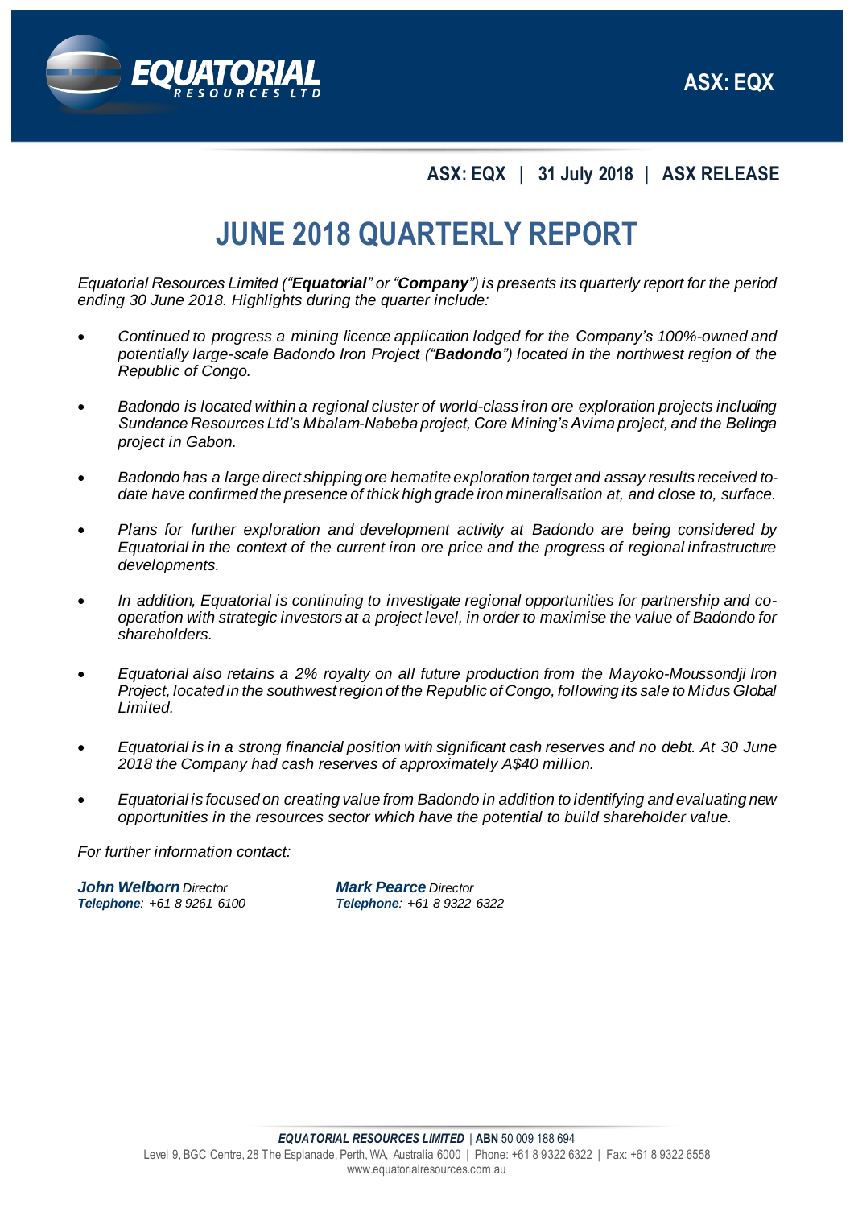ASX: EQX | 31 July 2018 | ASX RELEASE

# JUNE 2018 QUARTERLY REPORT

*Equatorial Resources Limited ("**Equatorial**" or "**Company**") is presents its quarterly report for the period ending 30 June 2018. Highlights during the quarter include:*

- *Continued to progress a mining licence application lodged for the Company's 100%-owned and potentially large-scale Badondo Iron Project ("**Badondo**") located in the northwest region of the Republic of Congo.*
- *Badondo is located within a regional cluster of world-class iron ore exploration projects including Sundance Resources Ltd's Mbalam-Nabeba project, Core Mining's Avima project, and the Belinga project in Gabon.*
- *Badondo has a large direct shipping ore hematite exploration target and assay results received to-date have confirmed the presence of thick high grade iron mineralisation at, and close to, surface.*
- *Plans for further exploration and development activity at Badondo are being considered by Equatorial in the context of the current iron ore price and the progress of regional infrastructure developments.*
- *In addition, Equatorial is continuing to investigate regional opportunities for partnership and co-operation with strategic investors at a project level, in order to maximise the value of Badondo for shareholders.*
- *Equatorial also retains a 2% royalty on all future production from the Mayoko-Moussondji Iron Project, located in the southwest region of the Republic of Congo, following its sale to Midus Global Limited.*
- *Equatorial is in a strong financial position with significant cash reserves and no debt. At 30 June 2018 the Company had cash reserves of approximately A$40 million.*
- *Equatorial is focused on creating value from Badondo in addition to identifying and evaluating new opportunities in the resources sector which have the potential to build shareholder value.*

*For further information contact:*

***John Welborn** Director*
***Telephone**: +61 8 9261 6100*

***Mark Pearce** Director*
***Telephone**: +61 8 9322 6322*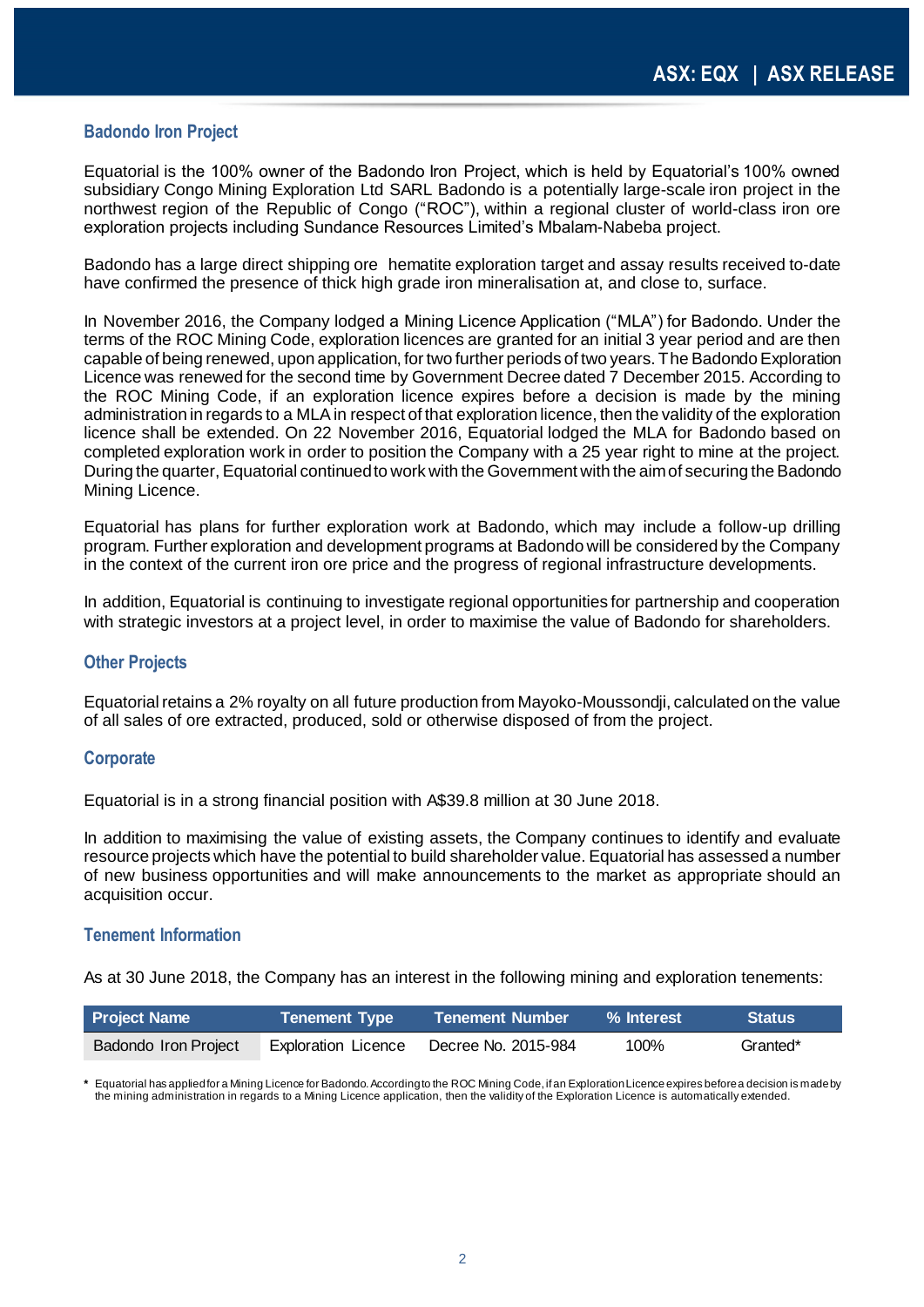## Badondo Iron Project

Equatorial is the 100% owner of the Badondo Iron Project, which is held by Equatorial's 100% owned subsidiary Congo Mining Exploration Ltd SARL Badondo is a potentially large-scale iron project in the northwest region of the Republic of Congo ("ROC"), within a regional cluster of world-class iron ore exploration projects including Sundance Resources Limited's Mbalam-Nabeba project.

Badondo has a large direct shipping ore hematite exploration target and assay results received to-date have confirmed the presence of thick high grade iron mineralisation at, and close to, surface.

In November 2016, the Company lodged a Mining Licence Application ("MLA") for Badondo. Under the terms of the ROC Mining Code, exploration licences are granted for an initial 3 year period and are then capable of being renewed, upon application, for two further periods of two years. The Badondo Exploration Licence was renewed for the second time by Government Decree dated 7 December 2015. According to the ROC Mining Code, if an exploration licence expires before a decision is made by the mining administration in regards to a MLA in respect of that exploration licence, then the validity of the exploration licence shall be extended. On 22 November 2016, Equatorial lodged the MLA for Badondo based on completed exploration work in order to position the Company with a 25 year right to mine at the project. During the quarter, Equatorial continued to work with the Government with the aim of securing the Badondo Mining Licence.

Equatorial has plans for further exploration work at Badondo, which may include a follow-up drilling program. Further exploration and development programs at Badondo will be considered by the Company in the context of the current iron ore price and the progress of regional infrastructure developments.

In addition, Equatorial is continuing to investigate regional opportunities for partnership and cooperation with strategic investors at a project level, in order to maximise the value of Badondo for shareholders.

## Other Projects

Equatorial retains a 2% royalty on all future production from Mayoko-Moussondji, calculated on the value of all sales of ore extracted, produced, sold or otherwise disposed of from the project.

## Corporate

Equatorial is in a strong financial position with A$39.8 million at 30 June 2018.

In addition to maximising the value of existing assets, the Company continues to identify and evaluate resource projects which have the potential to build shareholder value. Equatorial has assessed a number of new business opportunities and will make announcements to the market as appropriate should an acquisition occur.

## Tenement Information

As at 30 June 2018, the Company has an interest in the following mining and exploration tenements:

| Project Name | Tenement Type | Tenement Number | % Interest | Status |
|---|---|---|---|---|
| Badondo Iron Project | Exploration Licence | Decree No. 2015-984 | 100% | Granted* |

\* Equatorial has applied for a Mining Licence for Badondo. According to the ROC Mining Code, if an Exploration Licence expires before a decision is made by the mining administration in regards to a Mining Licence application, then the validity of the Exploration Licence is automatically extended.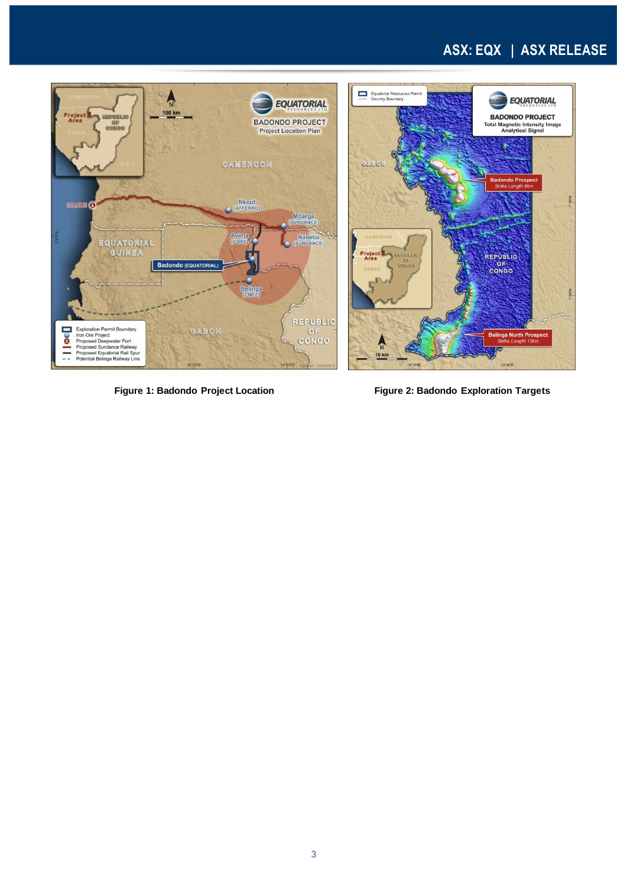Figure 1: Badondo Project Location

Figure 2: Badondo Exploration Targets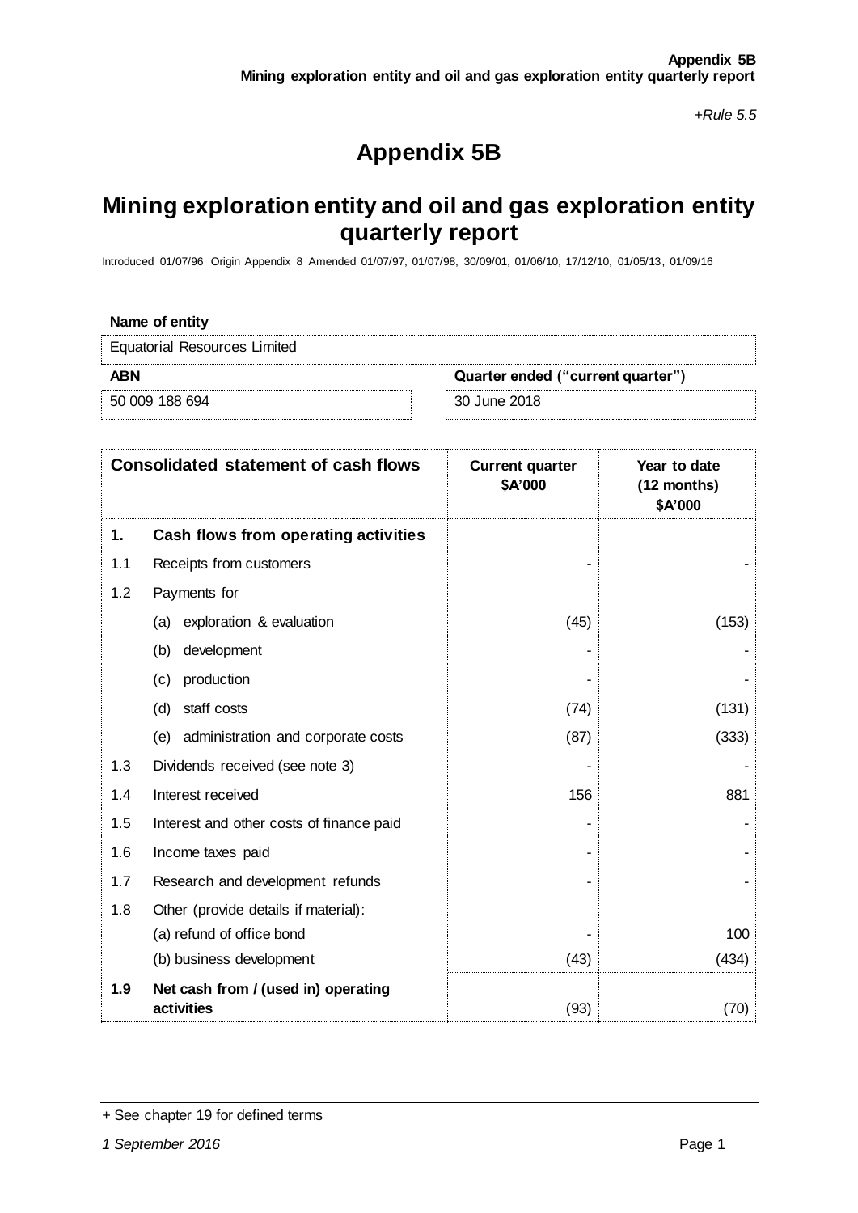*+Rule 5.5*

# Appendix 5B

## Mining exploration entity and oil and gas exploration entity quarterly report

Introduced 01/07/96 Origin Appendix 8 Amended 01/07/97, 01/07/98, 30/09/01, 01/06/10, 17/12/10, 01/05/13, 01/09/16

| **Name of entity** | |
|---|---|
| Equatorial Resources Limited | |
| **ABN** | **Quarter ended ("current quarter")** |
| 50 009 188 694 | 30 June 2018 |

| **Consolidated statement of cash flows** | | **Current quarter $A'000** | **Year to date (12 months) $A'000** |
|---|---|---|---|
| **1.** | **Cash flows from operating activities** | | |
| 1.1 | Receipts from customers | - | - |
| 1.2 | Payments for | | |
| | (a) exploration & evaluation | (45) | (153) |
| | (b) development | - | - |
| | (c) production | - | - |
| | (d) staff costs | (74) | (131) |
| | (e) administration and corporate costs | (87) | (333) |
| 1.3 | Dividends received (see note 3) | - | - |
| 1.4 | Interest received | 156 | 881 |
| 1.5 | Interest and other costs of finance paid | - | - |
| 1.6 | Income taxes paid | - | - |
| 1.7 | Research and development refunds | - | - |
| 1.8 | Other (provide details if material): | | |
| | (a) refund of office bond | - | 100 |
| | (b) business development | (43) | (434) |
| **1.9** | **Net cash from / (used in) operating activities** | (93) | (70) |

+ See chapter 19 for defined terms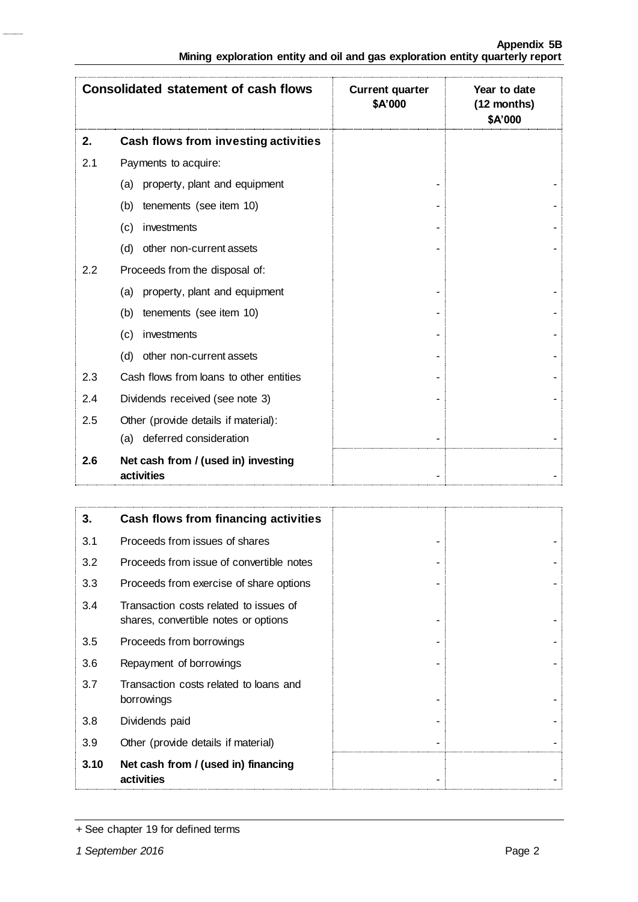| Consolidated statement of cash flows | | Current quarter $A'000 | Year to date (12 months) $A'000 |
|---|---|---|---|
| **2.** | **Cash flows from investing activities** | | |
| 2.1 | Payments to acquire: | | |
| | (a) property, plant and equipment | - | - |
| | (b) tenements (see item 10) | - | - |
| | (c) investments | - | - |
| | (d) other non-current assets | - | - |
| 2.2 | Proceeds from the disposal of: | | |
| | (a) property, plant and equipment | - | - |
| | (b) tenements (see item 10) | - | - |
| | (c) investments | - | - |
| | (d) other non-current assets | - | - |
| 2.3 | Cash flows from loans to other entities | - | - |
| 2.4 | Dividends received (see note 3) | - | - |
| 2.5 | Other (provide details if material): | | |
| | (a) deferred consideration | - | - |
| **2.6** | **Net cash from / (used in) investing activities** | - | - |

| | | | |
|---|---|---|---|
| **3.** | **Cash flows from financing activities** | | |
| 3.1 | Proceeds from issues of shares | - | - |
| 3.2 | Proceeds from issue of convertible notes | - | - |
| 3.3 | Proceeds from exercise of share options | - | - |
| 3.4 | Transaction costs related to issues of shares, convertible notes or options | - | - |
| 3.5 | Proceeds from borrowings | - | - |
| 3.6 | Repayment of borrowings | - | - |
| 3.7 | Transaction costs related to loans and borrowings | - | - |
| 3.8 | Dividends paid | - | - |
| 3.9 | Other (provide details if material) | - | - |
| **3.10** | **Net cash from / (used in) financing activities** | - | - |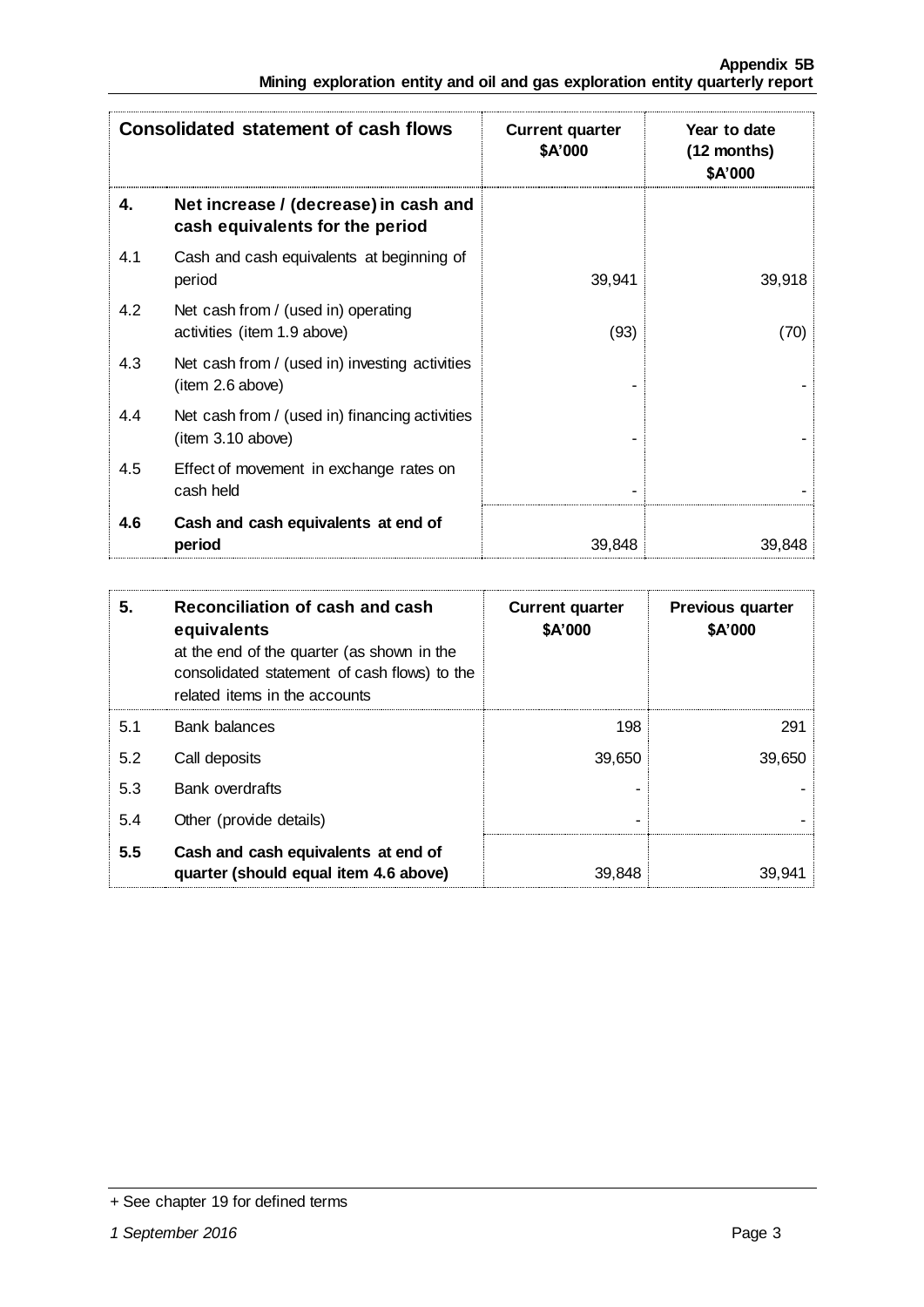| Consolidated statement of cash flows | | Current quarter $A'000 | Year to date (12 months) $A'000 |
|---|---|---|---|
| **4.** | **Net increase / (decrease) in cash and cash equivalents for the period** | | |
| 4.1 | Cash and cash equivalents at beginning of period | 39,941 | 39,918 |
| 4.2 | Net cash from / (used in) operating activities (item 1.9 above) | (93) | (70) |
| 4.3 | Net cash from / (used in) investing activities (item 2.6 above) | - | - |
| 4.4 | Net cash from / (used in) financing activities (item 3.10 above) | - | - |
| 4.5 | Effect of movement in exchange rates on cash held | - | - |
| **4.6** | **Cash and cash equivalents at end of period** | 39,848 | 39,848 |

| **5.** | **Reconciliation of cash and cash equivalents** at the end of the quarter (as shown in the consolidated statement of cash flows) to the related items in the accounts | Current quarter $A'000 | Previous quarter $A'000 |
|---|---|---|---|
| 5.1 | Bank balances | 198 | 291 |
| 5.2 | Call deposits | 39,650 | 39,650 |
| 5.3 | Bank overdrafts | - | - |
| 5.4 | Other (provide details) | - | - |
| **5.5** | **Cash and cash equivalents at end of quarter (should equal item 4.6 above)** | 39,848 | 39,941 |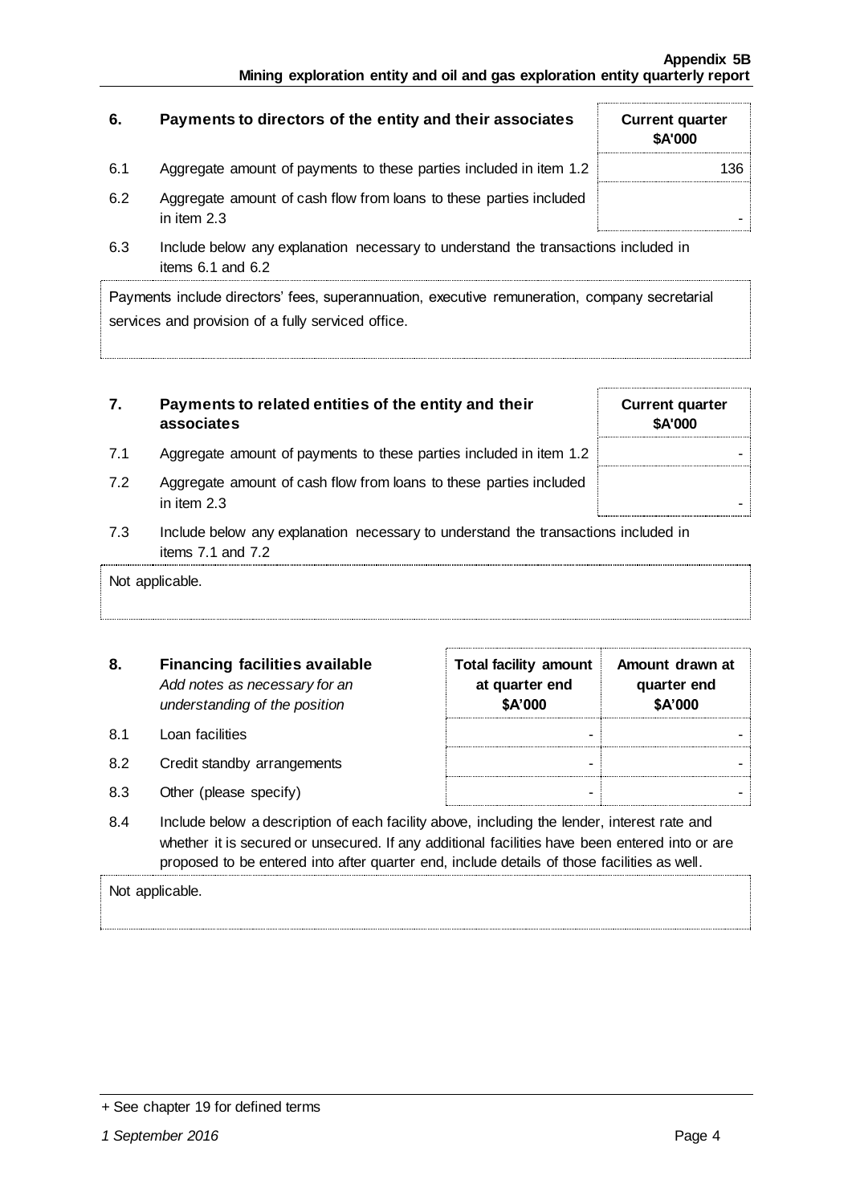| 6. | Payments to directors of the entity and their associates | Current quarter $A'000 |
|---|---|---|
| 6.1 | Aggregate amount of payments to these parties included in item 1.2 | 136 |
| 6.2 | Aggregate amount of cash flow from loans to these parties included in item 2.3 | - |

6.3 Include below any explanation necessary to understand the transactions included in items 6.1 and 6.2

Payments include directors' fees, superannuation, executive remuneration, company secretarial services and provision of a fully serviced office.

| 7. | Payments to related entities of the entity and their associates | Current quarter $A'000 |
|---|---|---|
| 7.1 | Aggregate amount of payments to these parties included in item 1.2 | - |
| 7.2 | Aggregate amount of cash flow from loans to these parties included in item 2.3 | - |

7.3 Include below any explanation necessary to understand the transactions included in items 7.1 and 7.2

Not applicable.

| 8. | **Financing facilities available** *Add notes as necessary for an understanding of the position* | Total facility amount at quarter end $A'000 | Amount drawn at quarter end $A'000 |
|---|---|---|---|
| 8.1 | Loan facilities | - | - |
| 8.2 | Credit standby arrangements | - | - |
| 8.3 | Other (please specify) | - | - |

8.4 Include below a description of each facility above, including the lender, interest rate and whether it is secured or unsecured. If any additional facilities have been entered into or are proposed to be entered into after quarter end, include details of those facilities as well.

Not applicable.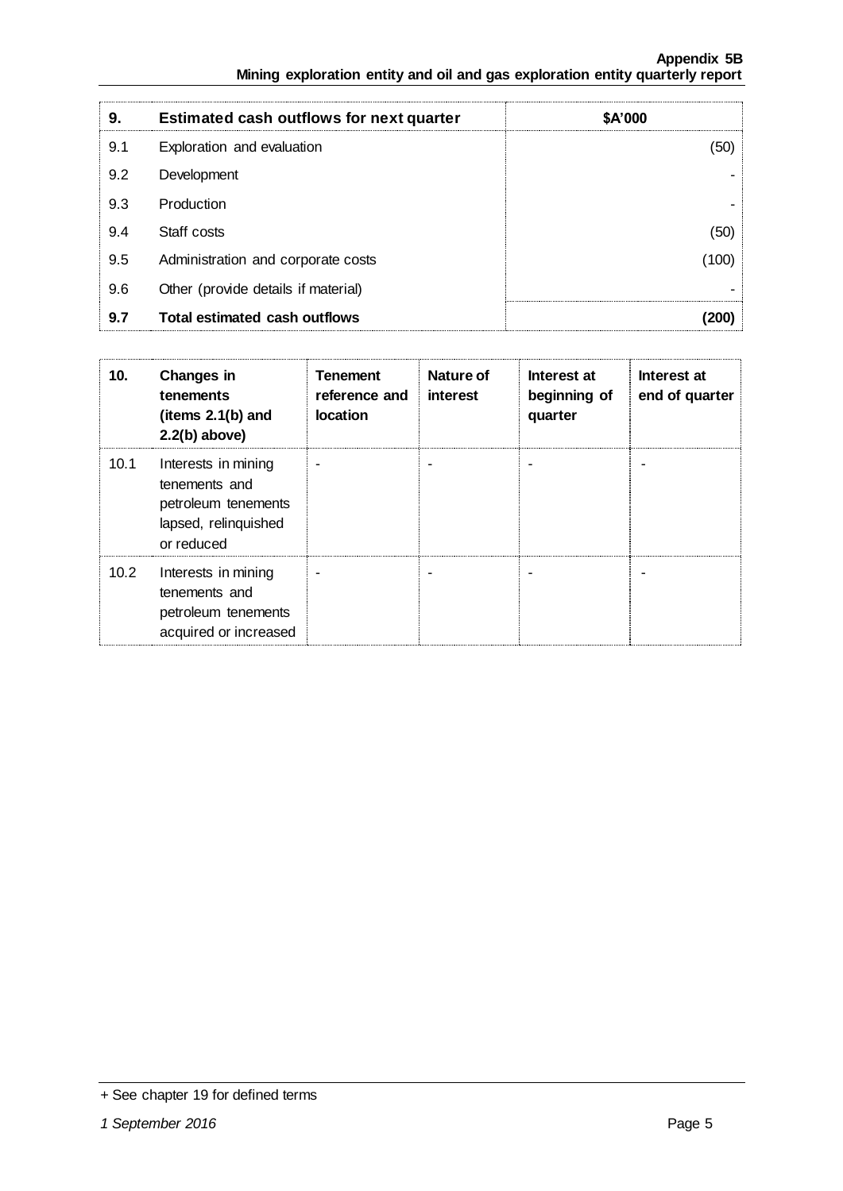| 9. | Estimated cash outflows for next quarter | $A'000 |
|---|---|---|
| 9.1 | Exploration and evaluation | (50) |
| 9.2 | Development | - |
| 9.3 | Production | - |
| 9.4 | Staff costs | (50) |
| 9.5 | Administration and corporate costs | (100) |
| 9.6 | Other (provide details if material) | - |
| **9.7** | **Total estimated cash outflows** | **(200)** |

| 10. | Changes in tenements (items 2.1(b) and 2.2(b) above) | Tenement reference and location | Nature of interest | Interest at beginning of quarter | Interest at end of quarter |
|---|---|---|---|---|---|
| 10.1 | Interests in mining tenements and petroleum tenements lapsed, relinquished or reduced | - | - | - | - |
| 10.2 | Interests in mining tenements and petroleum tenements acquired or increased | - | - | - | - |

+ See chapter 19 for defined terms

*1 September 2016*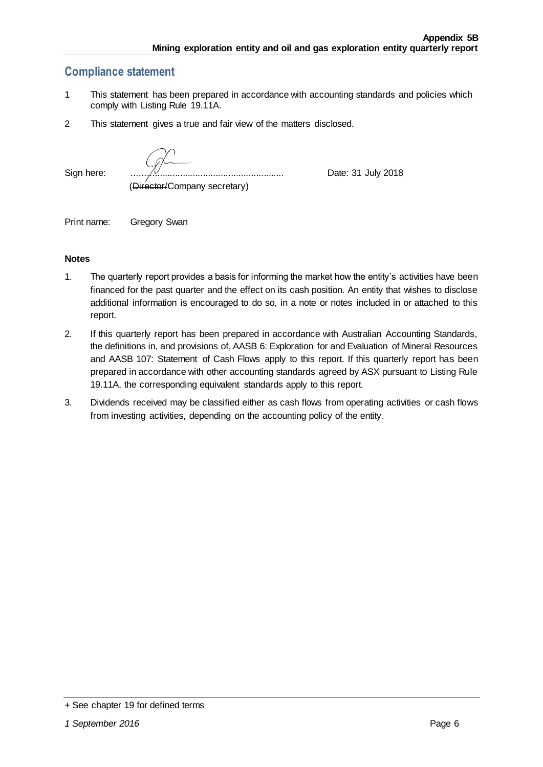## Compliance statement

1. This statement has been prepared in accordance with accounting standards and policies which comply with Listing Rule 19.11A.
2. This statement gives a true and fair view of the matters disclosed.

Sign here: ............................................................ Date: 31 July 2018
(~~Director~~/Company secretary)

Print name: Gregory Swan

**Notes**

1. The quarterly report provides a basis for informing the market how the entity's activities have been financed for the past quarter and the effect on its cash position. An entity that wishes to disclose additional information is encouraged to do so, in a note or notes included in or attached to this report.
2. If this quarterly report has been prepared in accordance with Australian Accounting Standards, the definitions in, and provisions of, AASB 6: Exploration for and Evaluation of Mineral Resources and AASB 107: Statement of Cash Flows apply to this report. If this quarterly report has been prepared in accordance with other accounting standards agreed by ASX pursuant to Listing Rule 19.11A, the corresponding equivalent standards apply to this report.
3. Dividends received may be classified either as cash flows from operating activities or cash flows from investing activities, depending on the accounting policy of the entity.